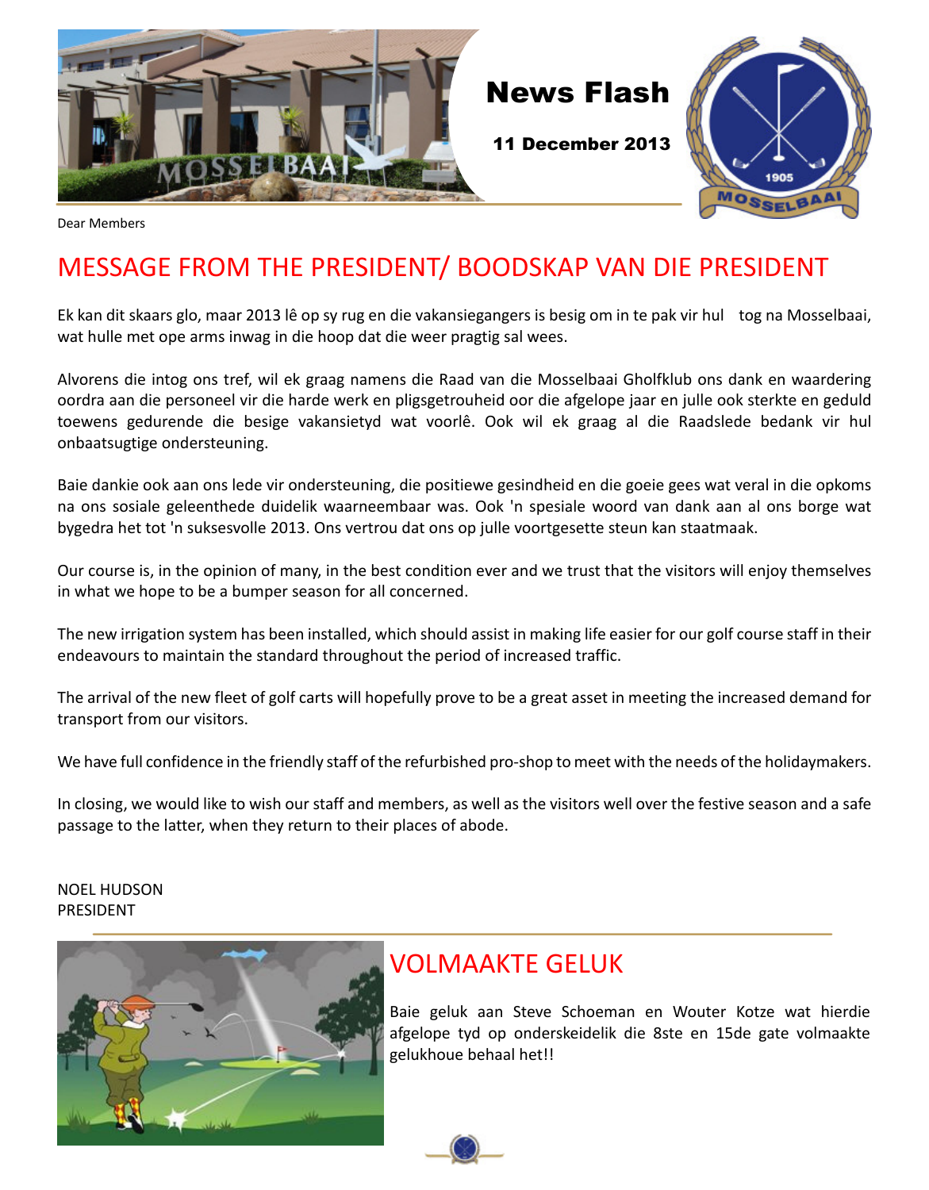# News Flash

**11 December 2013**

Dear Members

## MESSAGE FROM THE PRESIDENT/ BOODSKAP VAN DIE PRESIDENT

Ek kan dit skaars glo, maar 2013 lê op sy rug en die vakansiegangers is besig om in te pak vir hul tog na Mosselbaai, wat hulle met ope arms inwag in die hoop dat die weer pragtig sal wees.

Alvorens die intog ons tref, wil ek graag namens die Raad van die Mosselbaai Gholfklub ons dank en waardering oordra aan die personeel vir die harde werk en pligsgetrouheid oor die afgelope jaar en julle ook sterkte en geduld toewens gedurende die besige vakansietyd wat voorlê. Ook wil ek graag al die Raadslede bedank vir hul onbaatsugtige ondersteuning.

Baie dankie ook aan ons lede vir ondersteuning, die positiewe gesindheid en die goeie gees wat veral in die opkoms na ons sosiale geleenthede duidelik waarneembaar was. Ook 'n spesiale woord van dank aan al ons borge wat bygedra het tot 'n suksesvolle 2013. Ons vertrou dat ons op julle voortgesette steun kan staatmaak.

Our course is, in the opinion of many, in the best condition ever and we trust that the visitors will enjoy themselves in what we hope to be a bumper season for all concerned.

The new irrigation system has been installed, which should assist in making life easier for our golf course staff in their endeavours to maintain the standard throughout the period of increased traffic.

The arrival of the new fleet of golf carts will hopefully prove to be a great asset in meeting the increased demand for transport from our visitors.

We have full confidence in the friendly staff of the refurbished pro-shop to meet with the needs of the holidaymakers.

In closing, we would like to wish our staff and members, as well as the visitors well over the festive season and a safe passage to the latter, when they return to their places of abode.

NOEL HUDSON
PRESIDENT

## VOLMAAKTE GELUK

Baie geluk aan Steve Schoeman en Wouter Kotze wat hierdie afgelope tyd op onderskeidelik die 8ste en 15de gate volmaakte gelukhoue behaal het!!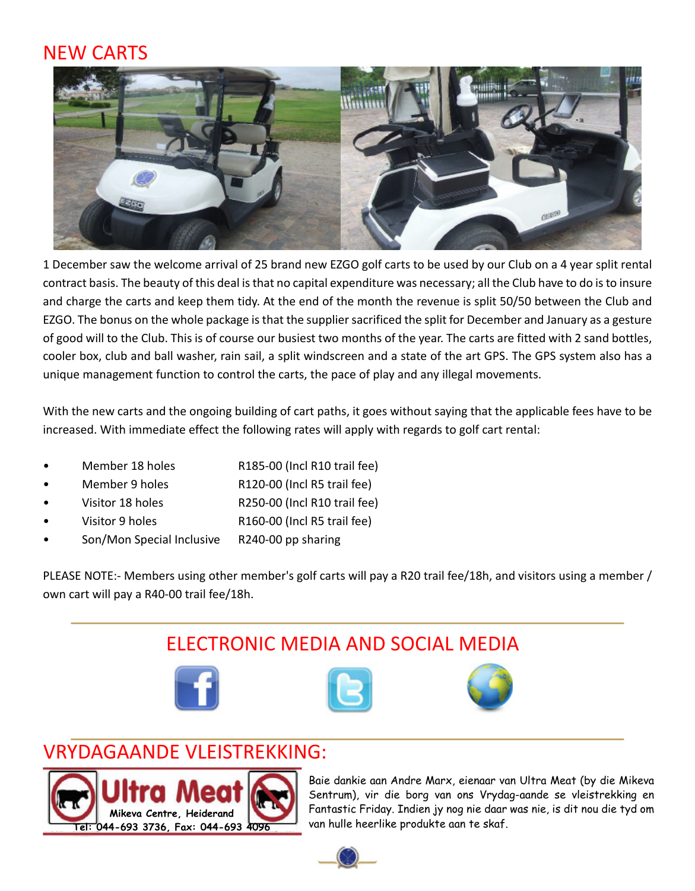## NEW CARTS

1 December saw the welcome arrival of 25 brand new EZGO golf carts to be used by our Club on a 4 year split rental contract basis. The beauty of this deal is that no capital expenditure was necessary; all the Club have to do is to insure and charge the carts and keep them tidy. At the end of the month the revenue is split 50/50 between the Club and EZGO. The bonus on the whole package is that the supplier sacrificed the split for December and January as a gesture of good will to the Club. This is of course our busiest two months of the year. The carts are fitted with 2 sand bottles, cooler box, club and ball washer, rain sail, a split windscreen and a state of the art GPS. The GPS system also has a unique management function to control the carts, the pace of play and any illegal movements.

With the new carts and the ongoing building of cart paths, it goes without saying that the applicable fees have to be increased. With immediate effect the following rates will apply with regards to golf cart rental:

- Member 18 holes — R185-00 (Incl R10 trail fee)
- Member 9 holes — R120-00 (Incl R5 trail fee)
- Visitor 18 holes — R250-00 (Incl R10 trail fee)
- Visitor 9 holes — R160-00 (Incl R5 trail fee)
- Son/Mon Special Inclusive — R240-00 pp sharing

PLEASE NOTE:- Members using other member's golf carts will pay a R20 trail fee/18h, and visitors using a member / own cart will pay a R40-00 trail fee/18h.

## ELECTRONIC MEDIA AND SOCIAL MEDIA

## VRYDAGAANDE VLEISTREKKING:

Ultra Meat
Mikeva Centre, Heiderand
Tel: 044-693 3736, Fax: 044-693 4096

Baie dankie aan Andre Marx, eienaar van Ultra Meat (by die Mikeva Sentrum), vir die borg van ons Vrydag-aande se vleistrekking en Fantastic Friday. Indien jy nog nie daar was nie, is dit nou die tyd om van hulle heerlike produkte aan te skaf.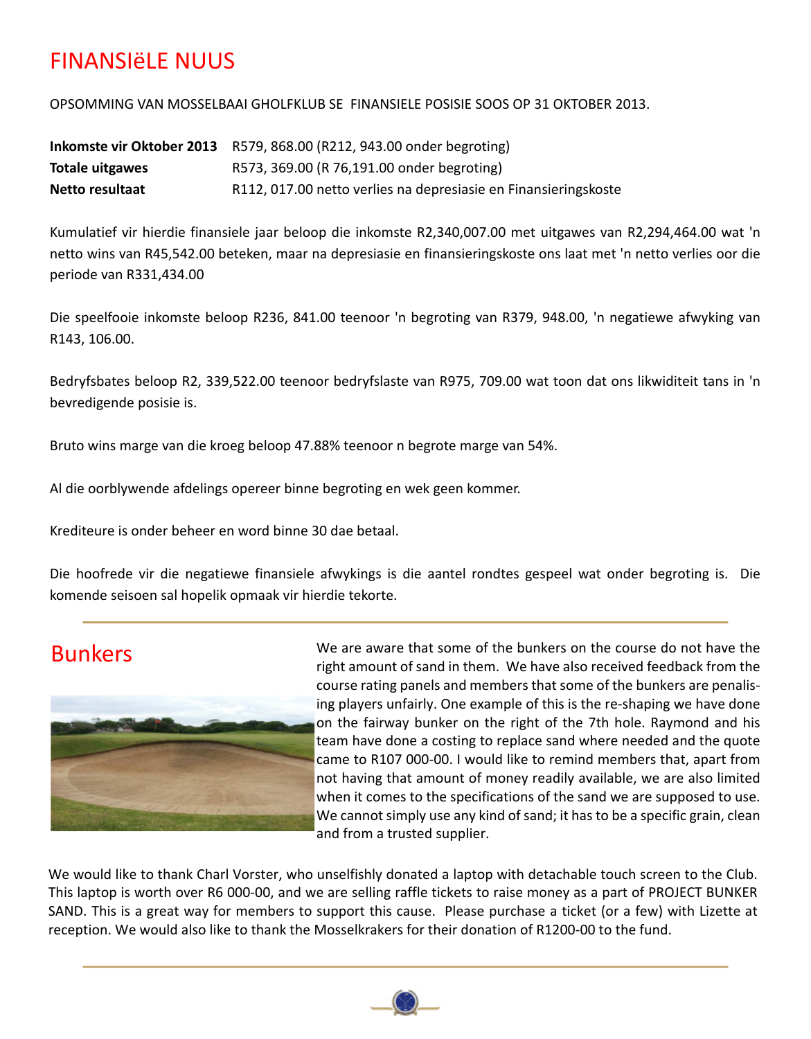# FINANSIëLE NUUS

OPSOMMING VAN MOSSELBAAI GHOLFKLUB SE FINANSIELE POSISIE SOOS OP 31 OKTOBER 2013.

| | |
|---|---|
| **Inkomste vir Oktober 2013** | R579, 868.00 (R212, 943.00 onder begroting) |
| **Totale uitgawes** | R573, 369.00 (R 76,191.00 onder begroting) |
| **Netto resultaat** | R112, 017.00 netto verlies na depresiasie en Finansieringskoste |

Kumulatief vir hierdie finansiele jaar beloop die inkomste R2,340,007.00 met uitgawes van R2,294,464.00 wat 'n netto wins van R45,542.00 beteken, maar na depresiasie en finansieringskoste ons laat met 'n netto verlies oor die periode van R331,434.00

Die speelfooie inkomste beloop R236, 841.00 teenoor 'n begroting van R379, 948.00, 'n negatiewe afwyking van R143, 106.00.

Bedryfsbates beloop R2, 339,522.00 teenoor bedryfslaste van R975, 709.00 wat toon dat ons likwiditeit tans in 'n bevredigende posisie is.

Bruto wins marge van die kroeg beloop 47.88% teenoor n begrote marge van 54%.

Al die oorblywende afdelings opereer binne begroting en wek geen kommer.

Krediteure is onder beheer en word binne 30 dae betaal.

Die hoofrede vir die negatiewe finansiele afwykings is die aantel rondtes gespeel wat onder begroting is. Die komende seisoen sal hopelik opmaak vir hierdie tekorte.

# Bunkers

We are aware that some of the bunkers on the course do not have the right amount of sand in them. We have also received feedback from the course rating panels and members that some of the bunkers are penalising players unfairly. One example of this is the re-shaping we have done on the fairway bunker on the right of the 7th hole. Raymond and his team have done a costing to replace sand where needed and the quote came to R107 000-00. I would like to remind members that, apart from not having that amount of money readily available, we are also limited when it comes to the specifications of the sand we are supposed to use. We cannot simply use any kind of sand; it has to be a specific grain, clean and from a trusted supplier.

We would like to thank Charl Vorster, who unselfishly donated a laptop with detachable touch screen to the Club. This laptop is worth over R6 000-00, and we are selling raffle tickets to raise money as a part of PROJECT BUNKER SAND. This is a great way for members to support this cause. Please purchase a ticket (or a few) with Lizette at reception. We would also like to thank the Mosselkrakers for their donation of R1200-00 to the fund.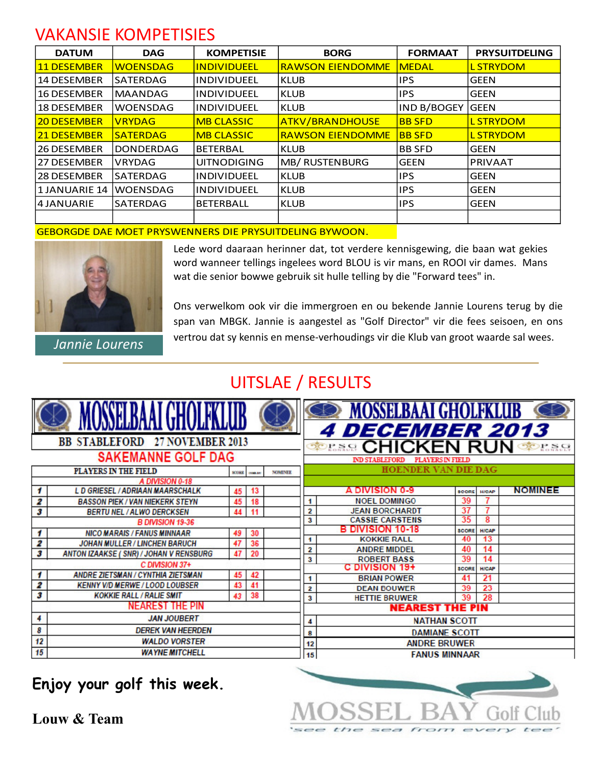# VAKANSIE KOMPETISIES

| DATUM | DAG | KOMPETISIE | BORG | FORMAAT | PRYSUITDELING |
|---|---|---|---|---|---|
| 11 DESEMBER | WOENSDAG | INDIVIDUEEL | RAWSON EIENDOMME | MEDAL | L STRYDOM |
| 14 DESEMBER | SATERDAG | INDIVIDUEEL | KLUB | IPS | GEEN |
| 16 DESEMBER | MAANDAG | INDIVIDUEEL | KLUB | IPS | GEEN |
| 18 DESEMBER | WOENSDAG | INDIVIDUEEL | KLUB | IND B/BOGEY | GEEN |
| 20 DESEMBER | VRYDAG | MB CLASSIC | ATKV/BRANDHOUSE | BB SFD | L STRYDOM |
| 21 DESEMBER | SATERDAG | MB CLASSIC | RAWSON EIENDOMME | BB SFD | L STRYDOM |
| 26 DESEMBER | DONDERDAG | BETERBAL | KLUB | BB SFD | GEEN |
| 27 DESEMBER | VRYDAG | UITNODIGING | MB/ RUSTENBURG | GEEN | PRIVAAT |
| 28 DESEMBER | SATERDAG | INDIVIDUEEL | KLUB | IPS | GEEN |
| 1 JANUARIE 14 | WOENSDAG | INDIVIDUEEL | KLUB | IPS | GEEN |
| 4 JANUARIE | SATERDAG | BETERBALL | KLUB | IPS | GEEN |

GEBORGDE DAE MOET PRYSWENNERS DIE PRYSUITDELING BYWOON.

Jannie Lourens

Lede word daaraan herinner dat, tot verdere kennisgewing, die baan wat gekies word wanneer tellings ingelees word BLOU is vir mans, en ROOI vir dames. Mans wat die senior bowwe gebruik sit hulle telling by die "Forward tees" in.

Ons verwelkom ook vir die immergroen en ou bekende Jannie Lourens terug by die span van MBGK. Jannie is aangestel as "Golf Director" vir die fees seisoen, en ons vertrou dat sy kennis en mense-verhoudings vir die Klub van groot waarde sal wees.

# UITSLAE / RESULTS

## MOSSELBAAI GHOLFKLUB

BB STABLEFORD 27 NOVEMBER 2013

SAKEMANNE GOLF DAG

| | PLAYERS IN THE FIELD | SCORE | H/CAP | NOMINEE |
|---|---|---|---|---|
| | A DIVISION 0-18 | | | |
| 1 | L D GRIESEL / ADRIAAN MAARSCHALK | 45 | 13 | |
| 2 | BASSON PIEK / VAN NIEKERK STEYN | 45 | 18 | |
| 3 | BERTU NEL / ALWO DERCKSEN | 44 | 11 | |
| | B DIVISION 19-36 | | | |
| 1 | NICO MARAIS / FANUS MINNAAR | 49 | 30 | |
| 2 | JOHAN MULLER / LINCHEN BARUCH | 47 | 36 | |
| 3 | ANTON IZAAKSE ( SNR) / JOHAN V RENSBURG | 47 | 20 | |
| | C DIVISION 37+ | | | |
| 1 | ANDRE ZIETSMAN / CYNTHIA ZIETSMAN | 45 | 42 | |
| 2 | KENNY V/D MERWE / LOOD LOUBSER | 43 | 41 | |
| 3 | KOKKIE RALL / RALIE SMIT | 43 | 38 | |
| | NEAREST THE PIN | | | |
| 4 | JAN JOUBERT | | | |
| 8 | DEREK VAN HEERDEN | | | |
| 12 | WALDO VORSTER | | | |
| 15 | WAYNE MITCHELL | | | |

## MOSSELBAAI GHOLFKLUB

4 DECEMBER 2013

PSG CHICKEN RUN

IND STABLEFORD PLAYERS IN FIELD

HOENDER VAN DIE DAG

| | A DIVISION 0-9 | SCORE | H/CAP | NOMINEE |
|---|---|---|---|---|
| 1 | NOEL DOMINGO | 39 | 7 | |
| 2 | JEAN BORCHARDT | 37 | 7 | |
| 3 | CASSIE CARSTENS | 35 | 8 | |
| | B DIVISION 10-18 | SCORE | H/CAP | |
| 1 | KOKKIE RALL | 40 | 13 | |
| 2 | ANDRE MIDDEL | 40 | 14 | |
| 3 | ROBERT BASS | 39 | 14 | |
| | C DIVISION 19+ | SCORE | H/CAP | |
| 1 | BRIAN POWER | 41 | 21 | |
| 2 | DEAN BOUWER | 39 | 23 | |
| 3 | HETTIE BRUWER | 39 | 28 | |
| | NEAREST THE PIN | | | |
| 4 | NATHAN SCOTT | | | |
| 8 | DAMIANE SCOTT | | | |
| 12 | ANDRE BRUWER | | | |
| 15 | FANUS MINNAAR | | | |

**Enjoy your golf this week.**

**Louw & Team**

MOSSEL BAY Golf Club

'see the sea from every tee'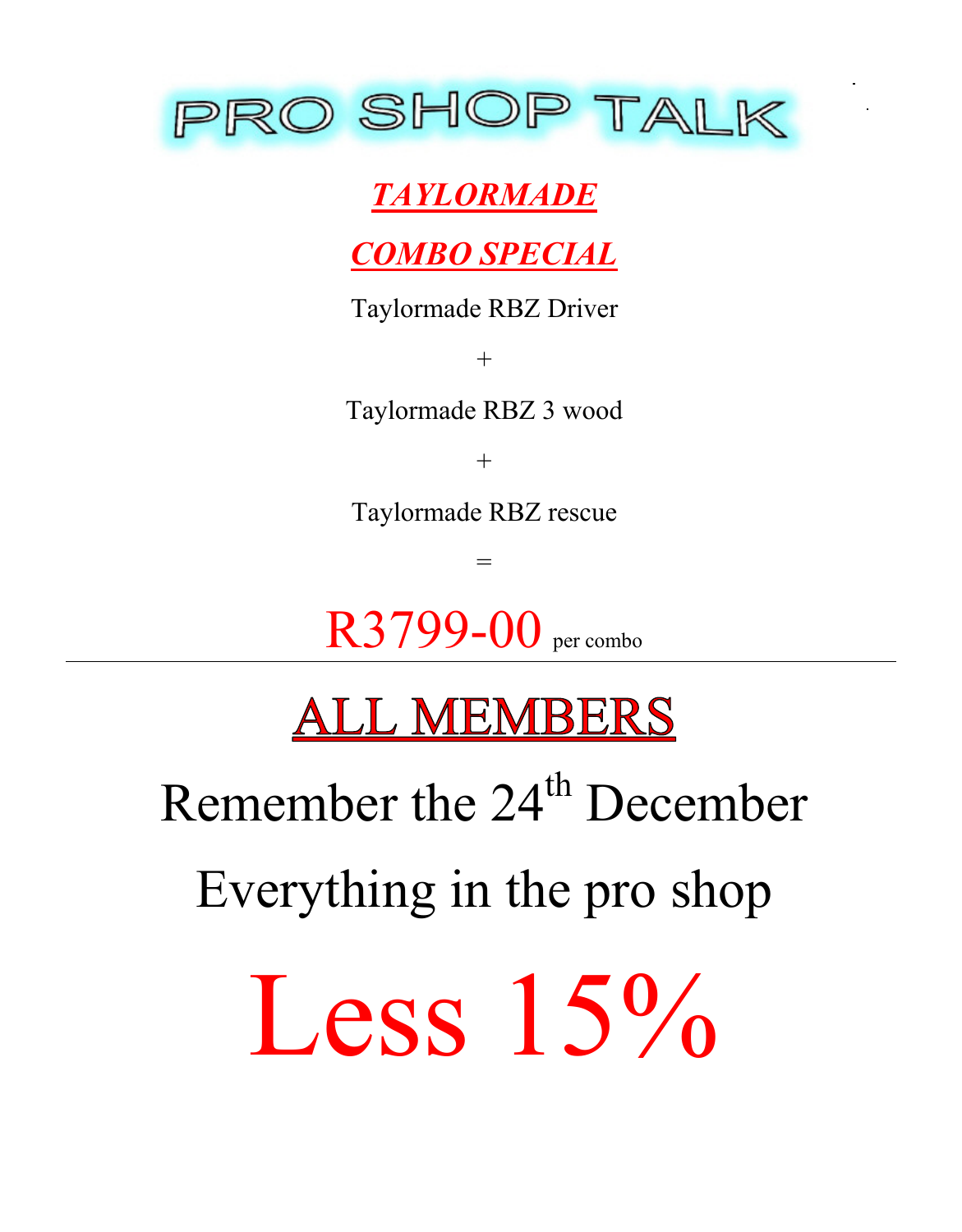# PRO SHOP TALK

## ***TAYLORMADE***

## ***COMBO SPECIAL***

Taylormade RBZ Driver

+

Taylormade RBZ 3 wood

+

Taylormade RBZ rescue

=

R3799-00 per combo

---

## ALL MEMBERS

Remember the 24th December

Everything in the pro shop

Less 15%